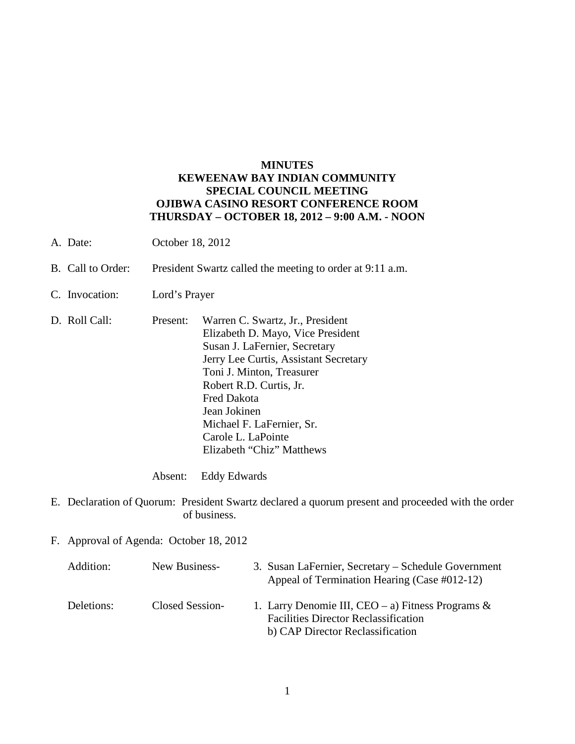**MINUTES**
**KEWEENAW BAY INDIAN COMMUNITY**
**SPECIAL COUNCIL MEETING**
**OJIBWA CASINO RESORT CONFERENCE ROOM**
**THURSDAY – OCTOBER 18, 2012 – 9:00 A.M. - NOON**

A. Date: October 18, 2012

B. Call to Order: President Swartz called the meeting to order at 9:11 a.m.

C. Invocation: Lord's Prayer

D. Roll Call:

Present:
- Warren C. Swartz, Jr., President
- Elizabeth D. Mayo, Vice President
- Susan J. LaFernier, Secretary
- Jerry Lee Curtis, Assistant Secretary
- Toni J. Minton, Treasurer
- Robert R.D. Curtis, Jr.
- Fred Dakota
- Jean Jokinen
- Michael F. LaFernier, Sr.
- Carole L. LaPointe
- Elizabeth "Chiz" Matthews

Absent: Eddy Edwards

E. Declaration of Quorum: President Swartz declared a quorum present and proceeded with the order of business.

F. Approval of Agenda: October 18, 2012

Addition: New Business- 3. Susan LaFernier, Secretary – Schedule Government Appeal of Termination Hearing (Case #012-12)

Deletions: Closed Session- 1. Larry Denomie III, CEO – a) Fitness Programs & Facilities Director Reclassification b) CAP Director Reclassification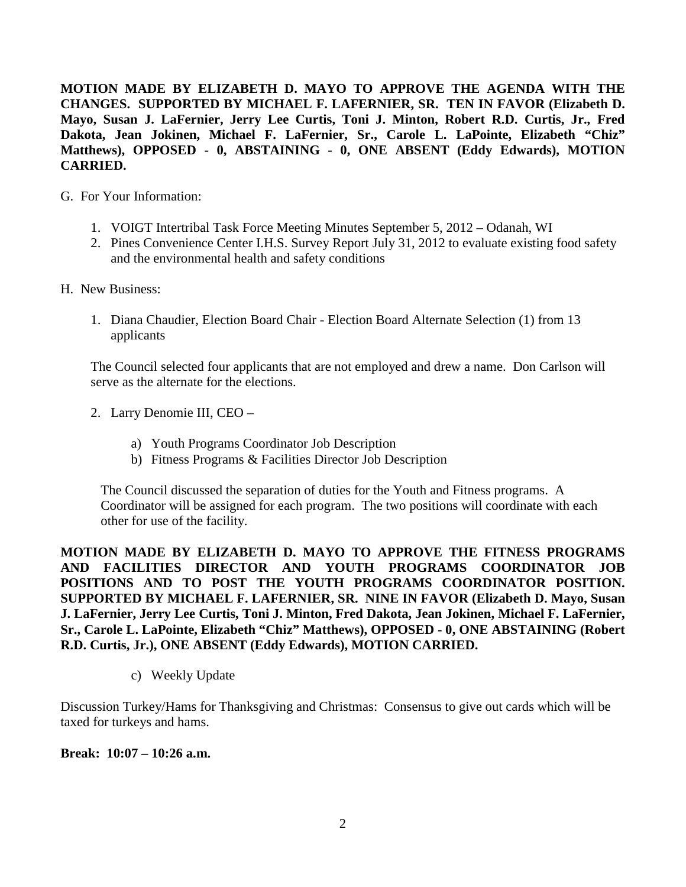**MOTION MADE BY ELIZABETH D. MAYO TO APPROVE THE AGENDA WITH THE CHANGES. SUPPORTED BY MICHAEL F. LAFERNIER, SR. TEN IN FAVOR (Elizabeth D. Mayo, Susan J. LaFernier, Jerry Lee Curtis, Toni J. Minton, Robert R.D. Curtis, Jr., Fred Dakota, Jean Jokinen, Michael F. LaFernier, Sr., Carole L. LaPointe, Elizabeth "Chiz" Matthews), OPPOSED - 0, ABSTAINING - 0, ONE ABSENT (Eddy Edwards), MOTION CARRIED.**

G. For Your Information:

1. VOIGT Intertribal Task Force Meeting Minutes September 5, 2012 – Odanah, WI
2. Pines Convenience Center I.H.S. Survey Report July 31, 2012 to evaluate existing food safety and the environmental health and safety conditions

H. New Business:

1. Diana Chaudier, Election Board Chair - Election Board Alternate Selection (1) from 13 applicants

   The Council selected four applicants that are not employed and drew a name. Don Carlson will serve as the alternate for the elections.

2. Larry Denomie III, CEO –

   a) Youth Programs Coordinator Job Description
   b) Fitness Programs & Facilities Director Job Description

   The Council discussed the separation of duties for the Youth and Fitness programs. A Coordinator will be assigned for each program. The two positions will coordinate with each other for use of the facility.

**MOTION MADE BY ELIZABETH D. MAYO TO APPROVE THE FITNESS PROGRAMS AND FACILITIES DIRECTOR AND YOUTH PROGRAMS COORDINATOR JOB POSITIONS AND TO POST THE YOUTH PROGRAMS COORDINATOR POSITION. SUPPORTED BY MICHAEL F. LAFERNIER, SR. NINE IN FAVOR (Elizabeth D. Mayo, Susan J. LaFernier, Jerry Lee Curtis, Toni J. Minton, Fred Dakota, Jean Jokinen, Michael F. LaFernier, Sr., Carole L. LaPointe, Elizabeth "Chiz" Matthews), OPPOSED - 0, ONE ABSTAINING (Robert R.D. Curtis, Jr.), ONE ABSENT (Eddy Edwards), MOTION CARRIED.**

   c) Weekly Update

Discussion Turkey/Hams for Thanksgiving and Christmas: Consensus to give out cards which will be taxed for turkeys and hams.

**Break: 10:07 – 10:26 a.m.**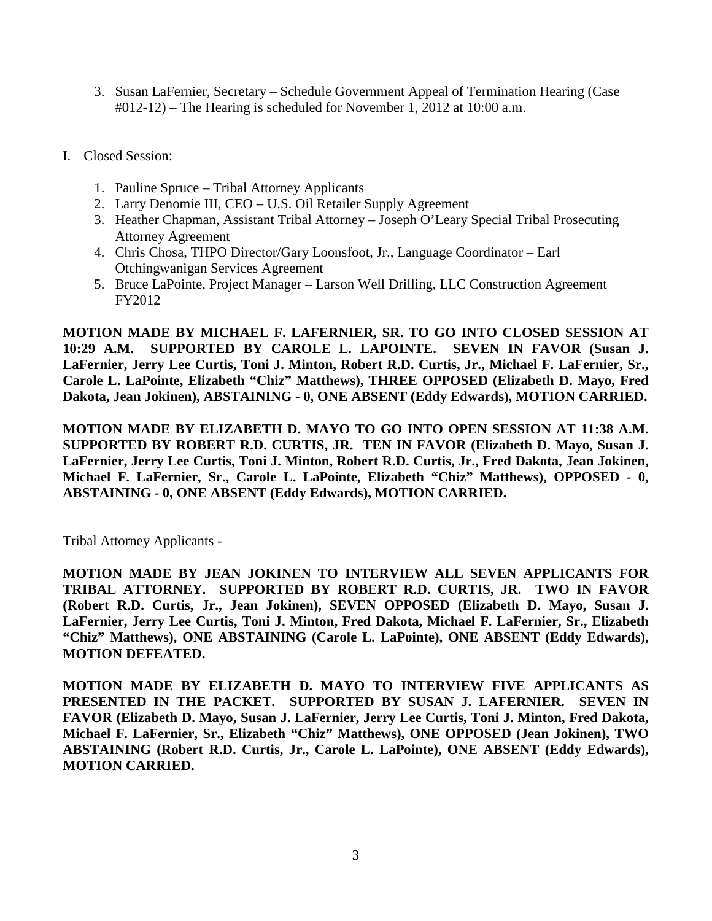3. Susan LaFernier, Secretary – Schedule Government Appeal of Termination Hearing (Case #012-12) – The Hearing is scheduled for November 1, 2012 at 10:00 a.m.

I. Closed Session:

1. Pauline Spruce – Tribal Attorney Applicants
2. Larry Denomie III, CEO – U.S. Oil Retailer Supply Agreement
3. Heather Chapman, Assistant Tribal Attorney – Joseph O'Leary Special Tribal Prosecuting Attorney Agreement
4. Chris Chosa, THPO Director/Gary Loonsfoot, Jr., Language Coordinator – Earl Otchingwanigan Services Agreement
5. Bruce LaPointe, Project Manager – Larson Well Drilling, LLC Construction Agreement FY2012

**MOTION MADE BY MICHAEL F. LAFERNIER, SR. TO GO INTO CLOSED SESSION AT 10:29 A.M. SUPPORTED BY CAROLE L. LAPOINTE. SEVEN IN FAVOR (Susan J. LaFernier, Jerry Lee Curtis, Toni J. Minton, Robert R.D. Curtis, Jr., Michael F. LaFernier, Sr., Carole L. LaPointe, Elizabeth "Chiz" Matthews), THREE OPPOSED (Elizabeth D. Mayo, Fred Dakota, Jean Jokinen), ABSTAINING - 0, ONE ABSENT (Eddy Edwards), MOTION CARRIED.**

**MOTION MADE BY ELIZABETH D. MAYO TO GO INTO OPEN SESSION AT 11:38 A.M. SUPPORTED BY ROBERT R.D. CURTIS, JR. TEN IN FAVOR (Elizabeth D. Mayo, Susan J. LaFernier, Jerry Lee Curtis, Toni J. Minton, Robert R.D. Curtis, Jr., Fred Dakota, Jean Jokinen, Michael F. LaFernier, Sr., Carole L. LaPointe, Elizabeth "Chiz" Matthews), OPPOSED - 0, ABSTAINING - 0, ONE ABSENT (Eddy Edwards), MOTION CARRIED.**

Tribal Attorney Applicants -

**MOTION MADE BY JEAN JOKINEN TO INTERVIEW ALL SEVEN APPLICANTS FOR TRIBAL ATTORNEY. SUPPORTED BY ROBERT R.D. CURTIS, JR. TWO IN FAVOR (Robert R.D. Curtis, Jr., Jean Jokinen), SEVEN OPPOSED (Elizabeth D. Mayo, Susan J. LaFernier, Jerry Lee Curtis, Toni J. Minton, Fred Dakota, Michael F. LaFernier, Sr., Elizabeth "Chiz" Matthews), ONE ABSTAINING (Carole L. LaPointe), ONE ABSENT (Eddy Edwards), MOTION DEFEATED.**

**MOTION MADE BY ELIZABETH D. MAYO TO INTERVIEW FIVE APPLICANTS AS PRESENTED IN THE PACKET. SUPPORTED BY SUSAN J. LAFERNIER. SEVEN IN FAVOR (Elizabeth D. Mayo, Susan J. LaFernier, Jerry Lee Curtis, Toni J. Minton, Fred Dakota, Michael F. LaFernier, Sr., Elizabeth "Chiz" Matthews), ONE OPPOSED (Jean Jokinen), TWO ABSTAINING (Robert R.D. Curtis, Jr., Carole L. LaPointe), ONE ABSENT (Eddy Edwards), MOTION CARRIED.**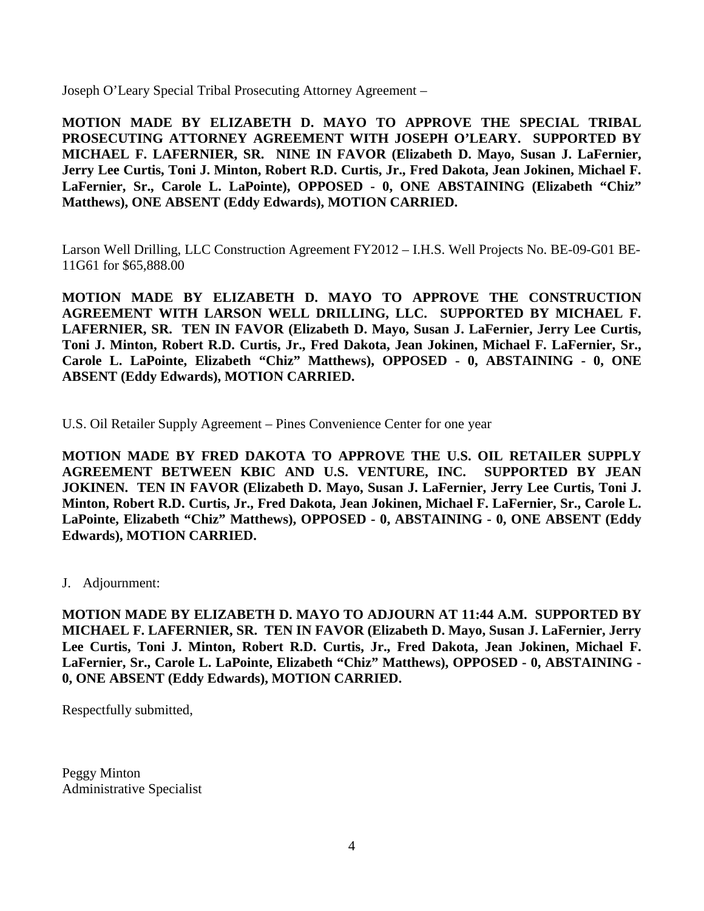Joseph O'Leary Special Tribal Prosecuting Attorney Agreement –

**MOTION MADE BY ELIZABETH D. MAYO TO APPROVE THE SPECIAL TRIBAL PROSECUTING ATTORNEY AGREEMENT WITH JOSEPH O'LEARY. SUPPORTED BY MICHAEL F. LAFERNIER, SR. NINE IN FAVOR (Elizabeth D. Mayo, Susan J. LaFernier, Jerry Lee Curtis, Toni J. Minton, Robert R.D. Curtis, Jr., Fred Dakota, Jean Jokinen, Michael F. LaFernier, Sr., Carole L. LaPointe), OPPOSED - 0, ONE ABSTAINING (Elizabeth "Chiz" Matthews), ONE ABSENT (Eddy Edwards), MOTION CARRIED.**

Larson Well Drilling, LLC Construction Agreement FY2012 – I.H.S. Well Projects No. BE-09-G01 BE-11G61 for $65,888.00

**MOTION MADE BY ELIZABETH D. MAYO TO APPROVE THE CONSTRUCTION AGREEMENT WITH LARSON WELL DRILLING, LLC. SUPPORTED BY MICHAEL F. LAFERNIER, SR. TEN IN FAVOR (Elizabeth D. Mayo, Susan J. LaFernier, Jerry Lee Curtis, Toni J. Minton, Robert R.D. Curtis, Jr., Fred Dakota, Jean Jokinen, Michael F. LaFernier, Sr., Carole L. LaPointe, Elizabeth "Chiz" Matthews), OPPOSED - 0, ABSTAINING - 0, ONE ABSENT (Eddy Edwards), MOTION CARRIED.**

U.S. Oil Retailer Supply Agreement – Pines Convenience Center for one year

**MOTION MADE BY FRED DAKOTA TO APPROVE THE U.S. OIL RETAILER SUPPLY AGREEMENT BETWEEN KBIC AND U.S. VENTURE, INC. SUPPORTED BY JEAN JOKINEN. TEN IN FAVOR (Elizabeth D. Mayo, Susan J. LaFernier, Jerry Lee Curtis, Toni J. Minton, Robert R.D. Curtis, Jr., Fred Dakota, Jean Jokinen, Michael F. LaFernier, Sr., Carole L. LaPointe, Elizabeth "Chiz" Matthews), OPPOSED - 0, ABSTAINING - 0, ONE ABSENT (Eddy Edwards), MOTION CARRIED.**

J. Adjournment:

**MOTION MADE BY ELIZABETH D. MAYO TO ADJOURN AT 11:44 A.M. SUPPORTED BY MICHAEL F. LAFERNIER, SR. TEN IN FAVOR (Elizabeth D. Mayo, Susan J. LaFernier, Jerry Lee Curtis, Toni J. Minton, Robert R.D. Curtis, Jr., Fred Dakota, Jean Jokinen, Michael F. LaFernier, Sr., Carole L. LaPointe, Elizabeth "Chiz" Matthews), OPPOSED - 0, ABSTAINING - 0, ONE ABSENT (Eddy Edwards), MOTION CARRIED.**

Respectfully submitted,

Peggy Minton
Administrative Specialist